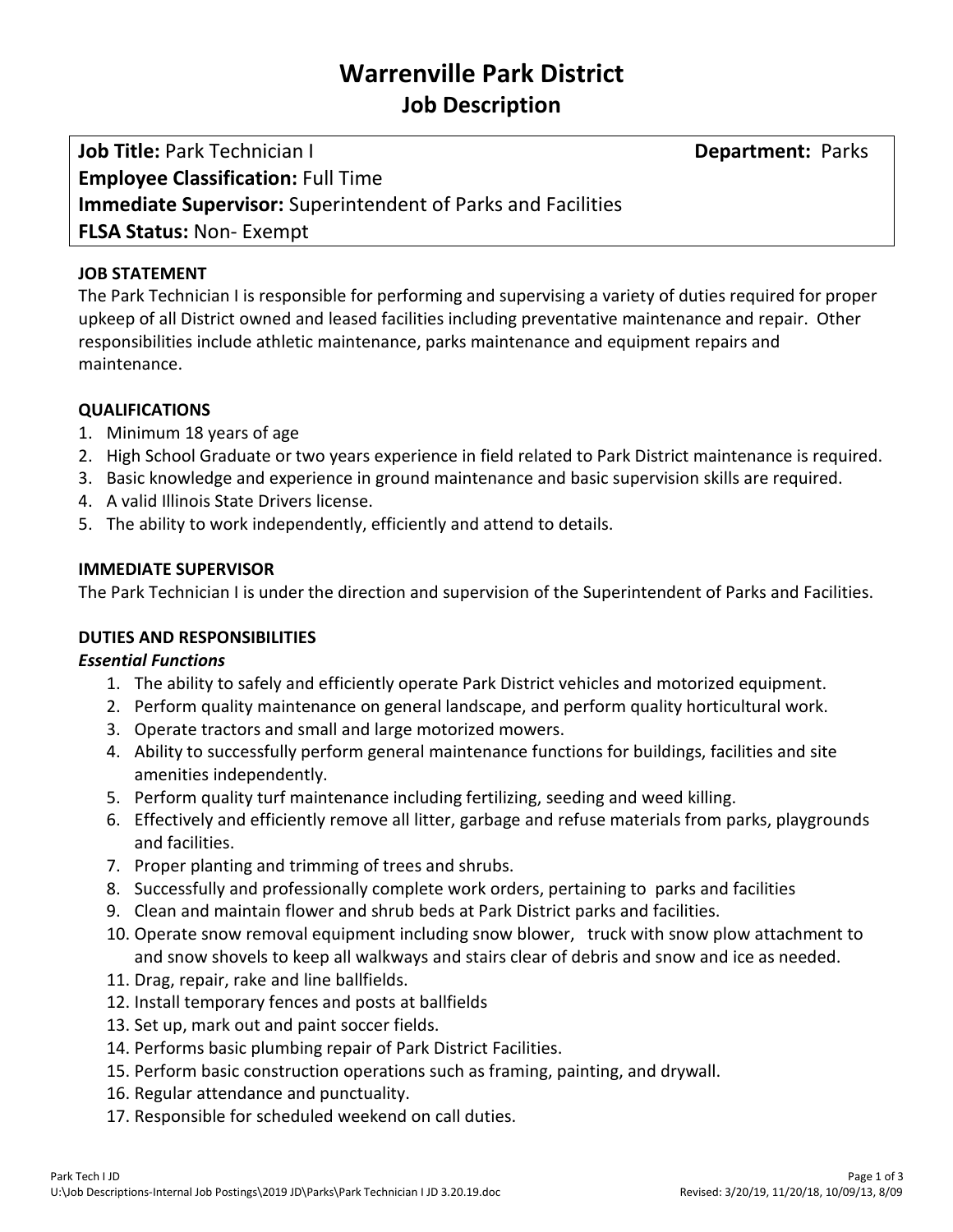# Warrenville Park District
## Job Description

**Job Title:** Park Technician I **Department:** Parks
**Employee Classification:** Full Time
**Immediate Supervisor:** Superintendent of Parks and Facilities
**FLSA Status:** Non- Exempt

### JOB STATEMENT

The Park Technician I is responsible for performing and supervising a variety of duties required for proper upkeep of all District owned and leased facilities including preventative maintenance and repair. Other responsibilities include athletic maintenance, parks maintenance and equipment repairs and maintenance.

### QUALIFICATIONS

1. Minimum 18 years of age
2. High School Graduate or two years experience in field related to Park District maintenance is required.
3. Basic knowledge and experience in ground maintenance and basic supervision skills are required.
4. A valid Illinois State Drivers license.
5. The ability to work independently, efficiently and attend to details.

### IMMEDIATE SUPERVISOR

The Park Technician I is under the direction and supervision of the Superintendent of Parks and Facilities.

### DUTIES AND RESPONSIBILITIES

***Essential Functions***

1. The ability to safely and efficiently operate Park District vehicles and motorized equipment.
2. Perform quality maintenance on general landscape, and perform quality horticultural work.
3. Operate tractors and small and large motorized mowers.
4. Ability to successfully perform general maintenance functions for buildings, facilities and site amenities independently.
5. Perform quality turf maintenance including fertilizing, seeding and weed killing.
6. Effectively and efficiently remove all litter, garbage and refuse materials from parks, playgrounds and facilities.
7. Proper planting and trimming of trees and shrubs.
8. Successfully and professionally complete work orders, pertaining to parks and facilities
9. Clean and maintain flower and shrub beds at Park District parks and facilities.
10. Operate snow removal equipment including snow blower, truck with snow plow attachment to and snow shovels to keep all walkways and stairs clear of debris and snow and ice as needed.
11. Drag, repair, rake and line ballfields.
12. Install temporary fences and posts at ballfields
13. Set up, mark out and paint soccer fields.
14. Performs basic plumbing repair of Park District Facilities.
15. Perform basic construction operations such as framing, painting, and drywall.
16. Regular attendance and punctuality.
17. Responsible for scheduled weekend on call duties.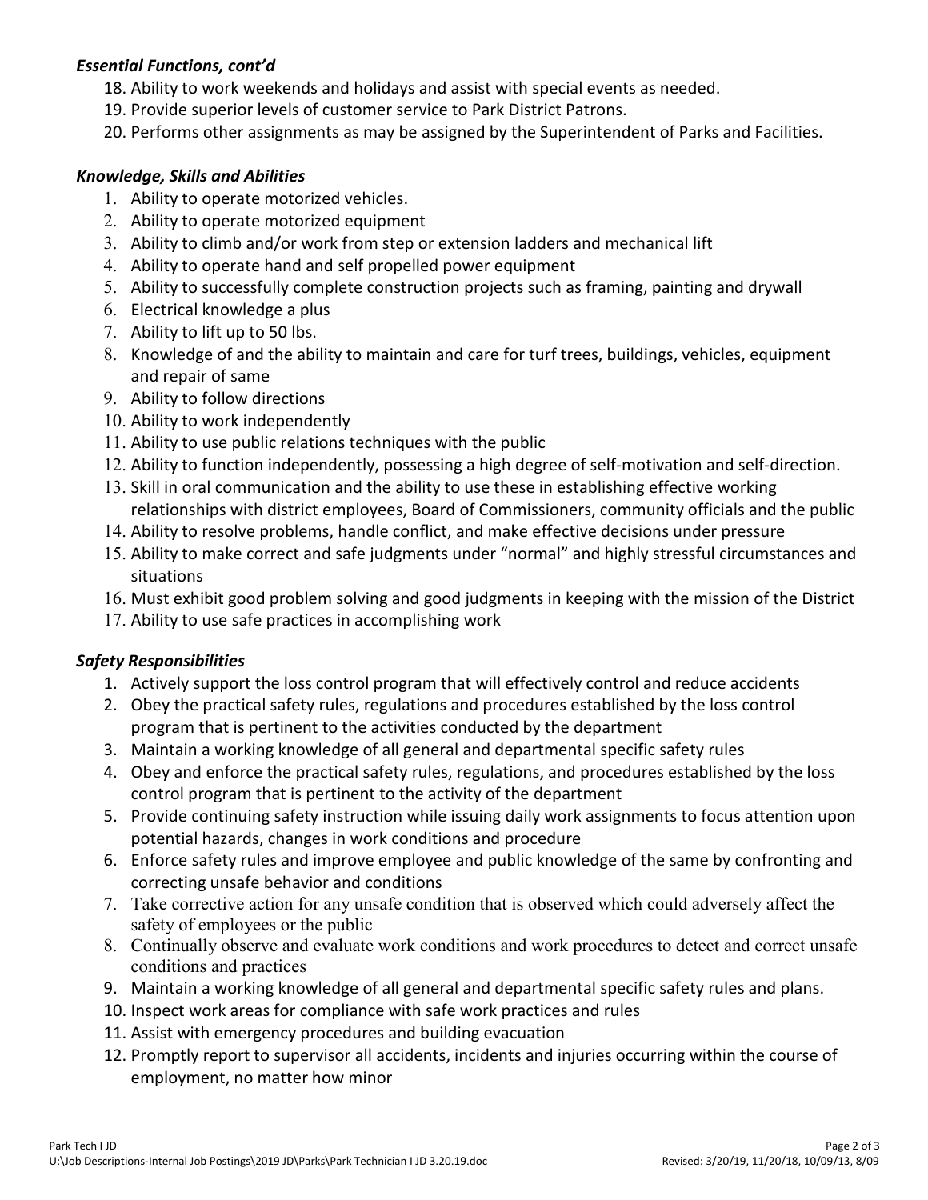### *Essential Functions, cont'd*

18. Ability to work weekends and holidays and assist with special events as needed.
19. Provide superior levels of customer service to Park District Patrons.
20. Performs other assignments as may be assigned by the Superintendent of Parks and Facilities.

### *Knowledge, Skills and Abilities*

1. Ability to operate motorized vehicles.
2. Ability to operate motorized equipment
3. Ability to climb and/or work from step or extension ladders and mechanical lift
4. Ability to operate hand and self propelled power equipment
5. Ability to successfully complete construction projects such as framing, painting and drywall
6. Electrical knowledge a plus
7. Ability to lift up to 50 lbs.
8. Knowledge of and the ability to maintain and care for turf trees, buildings, vehicles, equipment and repair of same
9. Ability to follow directions
10. Ability to work independently
11. Ability to use public relations techniques with the public
12. Ability to function independently, possessing a high degree of self-motivation and self-direction.
13. Skill in oral communication and the ability to use these in establishing effective working relationships with district employees, Board of Commissioners, community officials and the public
14. Ability to resolve problems, handle conflict, and make effective decisions under pressure
15. Ability to make correct and safe judgments under "normal" and highly stressful circumstances and situations
16. Must exhibit good problem solving and good judgments in keeping with the mission of the District
17. Ability to use safe practices in accomplishing work

### *Safety Responsibilities*

1. Actively support the loss control program that will effectively control and reduce accidents
2. Obey the practical safety rules, regulations and procedures established by the loss control program that is pertinent to the activities conducted by the department
3. Maintain a working knowledge of all general and departmental specific safety rules
4. Obey and enforce the practical safety rules, regulations, and procedures established by the loss control program that is pertinent to the activity of the department
5. Provide continuing safety instruction while issuing daily work assignments to focus attention upon potential hazards, changes in work conditions and procedure
6. Enforce safety rules and improve employee and public knowledge of the same by confronting and correcting unsafe behavior and conditions
7. Take corrective action for any unsafe condition that is observed which could adversely affect the safety of employees or the public
8. Continually observe and evaluate work conditions and work procedures to detect and correct unsafe conditions and practices
9. Maintain a working knowledge of all general and departmental specific safety rules and plans.
10. Inspect work areas for compliance with safe work practices and rules
11. Assist with emergency procedures and building evacuation
12. Promptly report to supervisor all accidents, incidents and injuries occurring within the course of employment, no matter how minor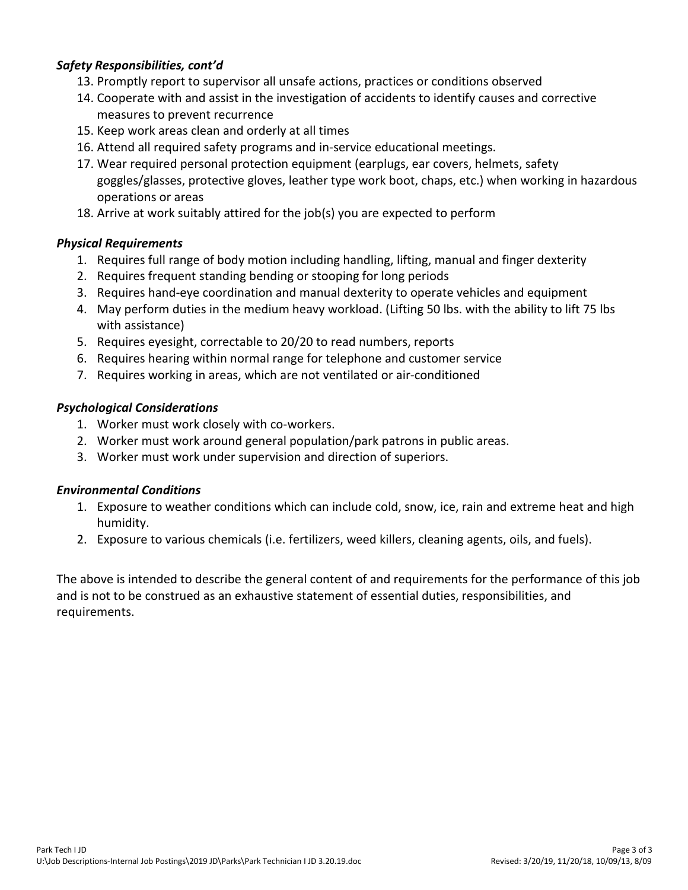***Safety Responsibilities, cont'd***

13. Promptly report to supervisor all unsafe actions, practices or conditions observed
14. Cooperate with and assist in the investigation of accidents to identify causes and corrective measures to prevent recurrence
15. Keep work areas clean and orderly at all times
16. Attend all required safety programs and in-service educational meetings.
17. Wear required personal protection equipment (earplugs, ear covers, helmets, safety goggles/glasses, protective gloves, leather type work boot, chaps, etc.) when working in hazardous operations or areas
18. Arrive at work suitably attired for the job(s) you are expected to perform

***Physical Requirements***

1. Requires full range of body motion including handling, lifting, manual and finger dexterity
2. Requires frequent standing bending or stooping for long periods
3. Requires hand-eye coordination and manual dexterity to operate vehicles and equipment
4. May perform duties in the medium heavy workload. (Lifting 50 lbs. with the ability to lift 75 lbs with assistance)
5. Requires eyesight, correctable to 20/20 to read numbers, reports
6. Requires hearing within normal range for telephone and customer service
7. Requires working in areas, which are not ventilated or air-conditioned

***Psychological Considerations***

1. Worker must work closely with co-workers.
2. Worker must work around general population/park patrons in public areas.
3. Worker must work under supervision and direction of superiors.

***Environmental Conditions***

1. Exposure to weather conditions which can include cold, snow, ice, rain and extreme heat and high humidity.
2. Exposure to various chemicals (i.e. fertilizers, weed killers, cleaning agents, oils, and fuels).

The above is intended to describe the general content of and requirements for the performance of this job and is not to be construed as an exhaustive statement of essential duties, responsibilities, and requirements.